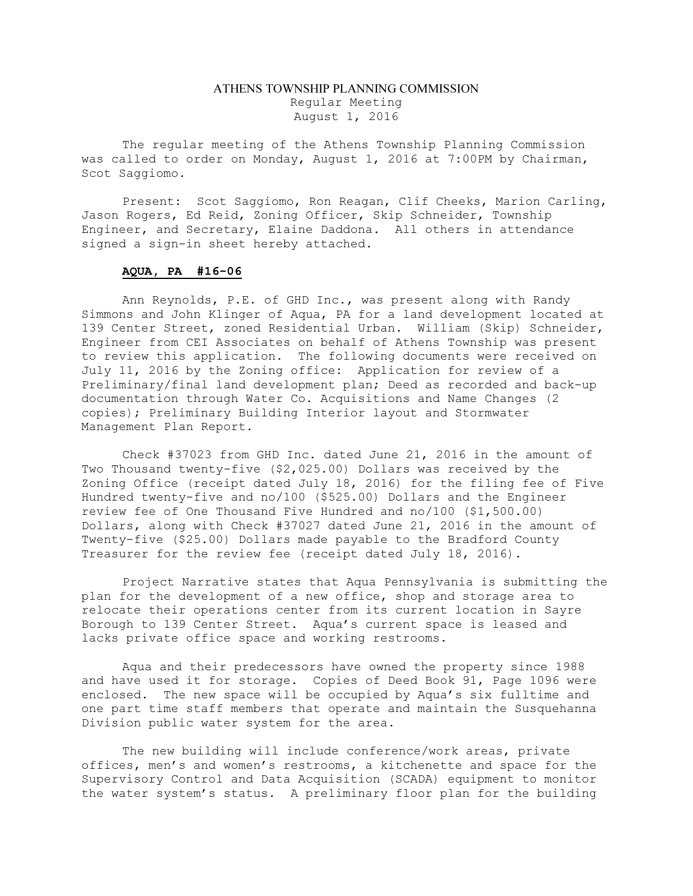# ATHENS TOWNSHIP PLANNING COMMISSION

Regular Meeting
August 1, 2016

The regular meeting of the Athens Township Planning Commission was called to order on Monday, August 1, 2016 at 7:00PM by Chairman, Scot Saggiomo.

Present: Scot Saggiomo, Ron Reagan, Clif Cheeks, Marion Carling, Jason Rogers, Ed Reid, Zoning Officer, Skip Schneider, Township Engineer, and Secretary, Elaine Daddona. All others in attendance signed a sign-in sheet hereby attached.

**AQUA, PA #16-06**

Ann Reynolds, P.E. of GHD Inc., was present along with Randy Simmons and John Klinger of Aqua, PA for a land development located at 139 Center Street, zoned Residential Urban. William (Skip) Schneider, Engineer from CEI Associates on behalf of Athens Township was present to review this application. The following documents were received on July 11, 2016 by the Zoning office: Application for review of a Preliminary/final land development plan; Deed as recorded and back-up documentation through Water Co. Acquisitions and Name Changes (2 copies); Preliminary Building Interior layout and Stormwater Management Plan Report.

Check #37023 from GHD Inc. dated June 21, 2016 in the amount of Two Thousand twenty-five ($2,025.00) Dollars was received by the Zoning Office (receipt dated July 18, 2016) for the filing fee of Five Hundred twenty-five and no/100 ($525.00) Dollars and the Engineer review fee of One Thousand Five Hundred and no/100 ($1,500.00) Dollars, along with Check #37027 dated June 21, 2016 in the amount of Twenty-five ($25.00) Dollars made payable to the Bradford County Treasurer for the review fee (receipt dated July 18, 2016).

Project Narrative states that Aqua Pennsylvania is submitting the plan for the development of a new office, shop and storage area to relocate their operations center from its current location in Sayre Borough to 139 Center Street. Aqua's current space is leased and lacks private office space and working restrooms.

Aqua and their predecessors have owned the property since 1988 and have used it for storage. Copies of Deed Book 91, Page 1096 were enclosed. The new space will be occupied by Aqua's six fulltime and one part time staff members that operate and maintain the Susquehanna Division public water system for the area.

The new building will include conference/work areas, private offices, men's and women's restrooms, a kitchenette and space for the Supervisory Control and Data Acquisition (SCADA) equipment to monitor the water system's status. A preliminary floor plan for the building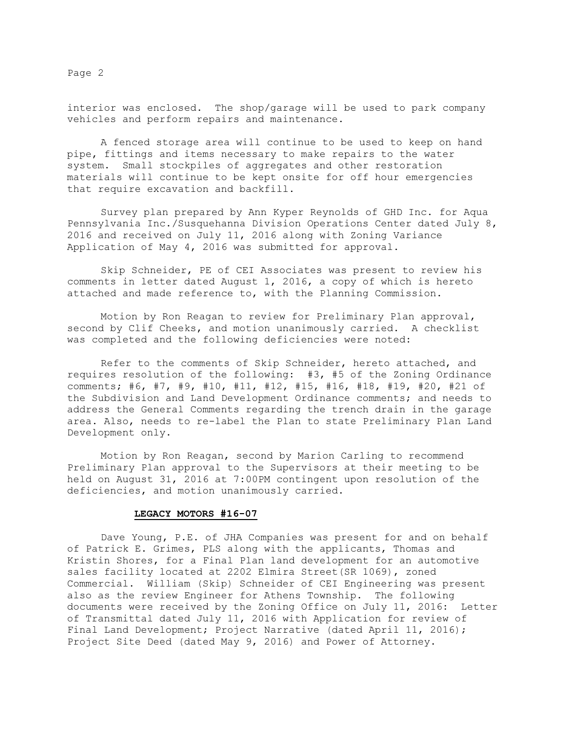interior was enclosed. The shop/garage will be used to park company vehicles and perform repairs and maintenance.

A fenced storage area will continue to be used to keep on hand pipe, fittings and items necessary to make repairs to the water system. Small stockpiles of aggregates and other restoration materials will continue to be kept onsite for off hour emergencies that require excavation and backfill.

Survey plan prepared by Ann Kyper Reynolds of GHD Inc. for Aqua Pennsylvania Inc./Susquehanna Division Operations Center dated July 8, 2016 and received on July 11, 2016 along with Zoning Variance Application of May 4, 2016 was submitted for approval.

Skip Schneider, PE of CEI Associates was present to review his comments in letter dated August 1, 2016, a copy of which is hereto attached and made reference to, with the Planning Commission.

Motion by Ron Reagan to review for Preliminary Plan approval, second by Clif Cheeks, and motion unanimously carried. A checklist was completed and the following deficiencies were noted:

Refer to the comments of Skip Schneider, hereto attached, and requires resolution of the following: #3, #5 of the Zoning Ordinance comments; #6, #7, #9, #10, #11, #12, #15, #16, #18, #19, #20, #21 of the Subdivision and Land Development Ordinance comments; and needs to address the General Comments regarding the trench drain in the garage area. Also, needs to re-label the Plan to state Preliminary Plan Land Development only.

Motion by Ron Reagan, second by Marion Carling to recommend Preliminary Plan approval to the Supervisors at their meeting to be held on August 31, 2016 at 7:00PM contingent upon resolution of the deficiencies, and motion unanimously carried.

**LEGACY MOTORS #16-07**

Dave Young, P.E. of JHA Companies was present for and on behalf of Patrick E. Grimes, PLS along with the applicants, Thomas and Kristin Shores, for a Final Plan land development for an automotive sales facility located at 2202 Elmira Street(SR 1069), zoned Commercial. William (Skip) Schneider of CEI Engineering was present also as the review Engineer for Athens Township. The following documents were received by the Zoning Office on July 11, 2016: Letter of Transmittal dated July 11, 2016 with Application for review of Final Land Development; Project Narrative (dated April 11, 2016); Project Site Deed (dated May 9, 2016) and Power of Attorney.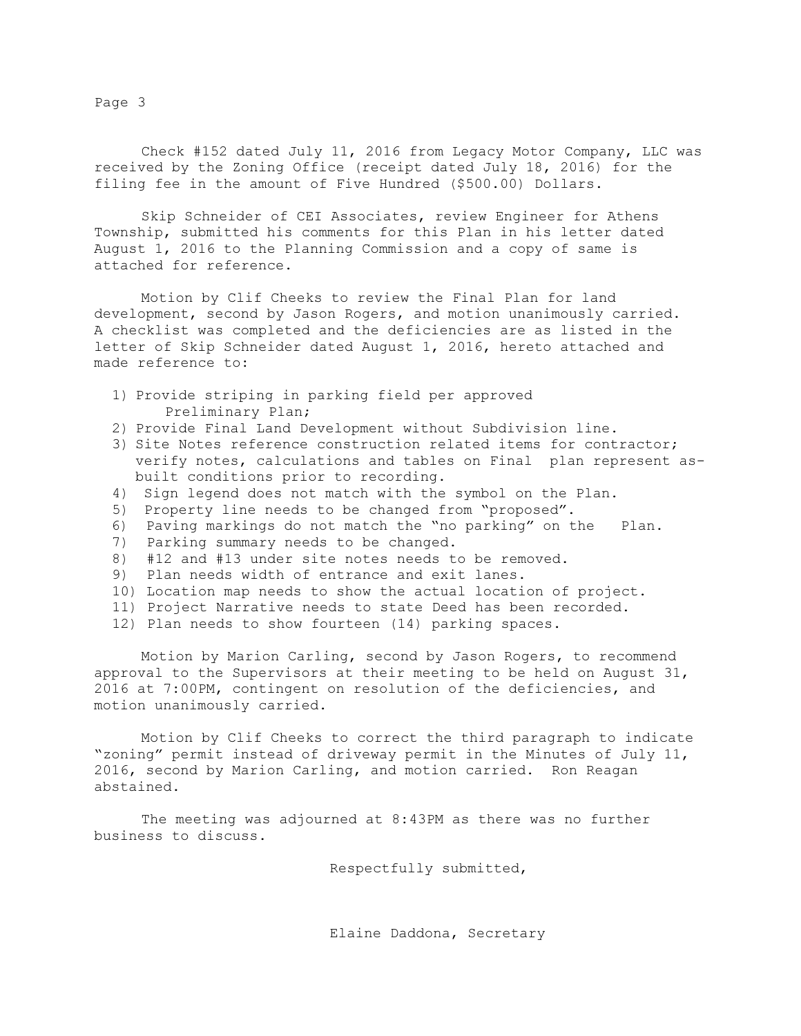Check #152 dated July 11, 2016 from Legacy Motor Company, LLC was received by the Zoning Office (receipt dated July 18, 2016) for the filing fee in the amount of Five Hundred ($500.00) Dollars.

Skip Schneider of CEI Associates, review Engineer for Athens Township, submitted his comments for this Plan in his letter dated August 1, 2016 to the Planning Commission and a copy of same is attached for reference.

Motion by Clif Cheeks to review the Final Plan for land development, second by Jason Rogers, and motion unanimously carried. A checklist was completed and the deficiencies are as listed in the letter of Skip Schneider dated August 1, 2016, hereto attached and made reference to:

1) Provide striping in parking field per approved Preliminary Plan;
2) Provide Final Land Development without Subdivision line.
3) Site Notes reference construction related items for contractor; verify notes, calculations and tables on Final plan represent as-built conditions prior to recording.
4) Sign legend does not match with the symbol on the Plan.
5) Property line needs to be changed from "proposed".
6) Paving markings do not match the "no parking" on the Plan.
7) Parking summary needs to be changed.
8) #12 and #13 under site notes needs to be removed.
9) Plan needs width of entrance and exit lanes.
10) Location map needs to show the actual location of project.
11) Project Narrative needs to state Deed has been recorded.
12) Plan needs to show fourteen (14) parking spaces.

Motion by Marion Carling, second by Jason Rogers, to recommend approval to the Supervisors at their meeting to be held on August 31, 2016 at 7:00PM, contingent on resolution of the deficiencies, and motion unanimously carried.

Motion by Clif Cheeks to correct the third paragraph to indicate "zoning" permit instead of driveway permit in the Minutes of July 11, 2016, second by Marion Carling, and motion carried. Ron Reagan abstained.

The meeting was adjourned at 8:43PM as there was no further business to discuss.

Respectfully submitted,

Elaine Daddona, Secretary